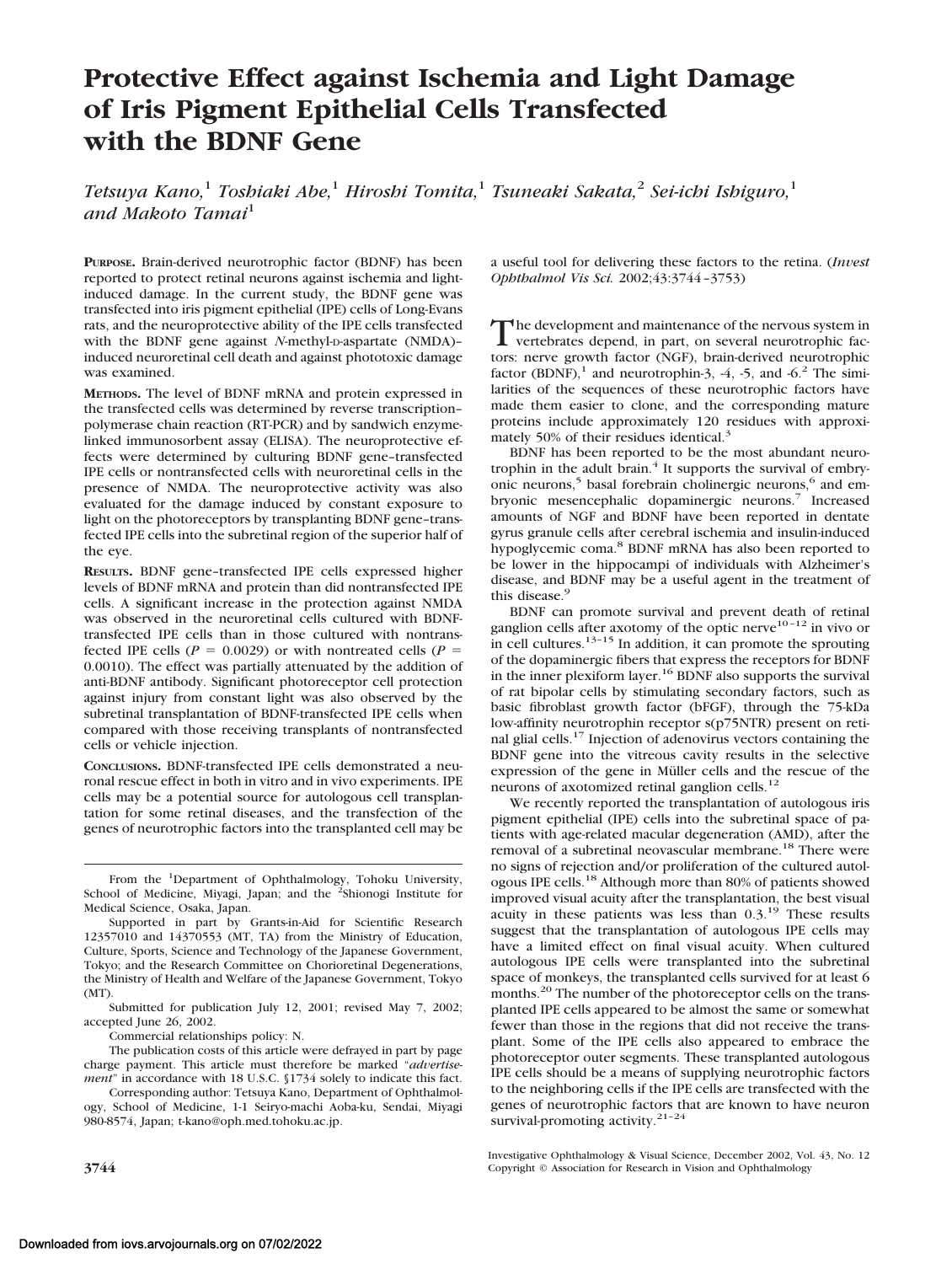# Protective Effect against Ischemia and Light Damage of Iris Pigment Epithelial Cells Transfected with the BDNF Gene

*Tetsuya Kano,[1] Toshiaki Abe,[1] Hiroshi Tomita,[1] Tsuneaki Sakata,[2] Sei-ichi Ishiguro,[1] and Makoto Tamai[1]*

**PURPOSE.** Brain-derived neurotrophic factor (BDNF) has been reported to protect retinal neurons against ischemia and light-induced damage. In the current study, the BDNF gene was transfected into iris pigment epithelial (IPE) cells of Long-Evans rats, and the neuroprotective ability of the IPE cells transfected with the BDNF gene against *N*-methyl-D-aspartate (NMDA)–induced neuroretinal cell death and against phototoxic damage was examined.

**METHODS.** The level of BDNF mRNA and protein expressed in the transfected cells was determined by reverse transcription–polymerase chain reaction (RT-PCR) and by sandwich enzyme-linked immunosorbent assay (ELISA). The neuroprotective effects were determined by culturing BDNF gene–transfected IPE cells or nontransfected cells with neuroretinal cells in the presence of NMDA. The neuroprotective activity was also evaluated for the damage induced by constant exposure to light on the photoreceptors by transplanting BDNF gene–transfected IPE cells into the subretinal region of the superior half of the eye.

**RESULTS.** BDNF gene–transfected IPE cells expressed higher levels of BDNF mRNA and protein than did nontransfected IPE cells. A significant increase in the protection against NMDA was observed in the neuroretinal cells cultured with BDNF-transfected IPE cells than in those cultured with nontransfected IPE cells ($P = 0.0029$) or with nontreated cells ($P = 0.0010$). The effect was partially attenuated by the addition of anti-BDNF antibody. Significant photoreceptor cell protection against injury from constant light was also observed by the subretinal transplantation of BDNF-transfected IPE cells when compared with those receiving transplants of nontransfected cells or vehicle injection.

**CONCLUSIONS.** BDNF-transfected IPE cells demonstrated a neuronal rescue effect in both in vitro and in vivo experiments. IPE cells may be a potential source for autologous cell transplantation for some retinal diseases, and the transfection of the genes of neurotrophic factors into the transplanted cell may be a useful tool for delivering these factors to the retina. (*Invest Ophthalmol Vis Sci.* 2002;43:3744–3753)

The development and maintenance of the nervous system in vertebrates depend, in part, on several neurotrophic factors: nerve growth factor (NGF), brain-derived neurotrophic factor (BDNF),[1] and neurotrophin-3, -4, -5, and -6.[2] The similarities of the sequences of these neurotrophic factors have made them easier to clone, and the corresponding mature proteins include approximately 120 residues with approximately 50% of their residues identical.[3]

BDNF has been reported to be the most abundant neurotrophin in the adult brain.[4] It supports the survival of embryonic neurons,[5] basal forebrain cholinergic neurons,[6] and embryonic mesencephalic dopaminergic neurons.[7] Increased amounts of NGF and BDNF have been reported in dentate gyrus granule cells after cerebral ischemia and insulin-induced hypoglycemic coma.[8] BDNF mRNA has also been reported to be lower in the hippocampi of individuals with Alzheimer's disease, and BDNF may be a useful agent in the treatment of this disease.[9]

BDNF can promote survival and prevent death of retinal ganglion cells after axotomy of the optic nerve[10–12] in vivo or in cell cultures.[13–15] In addition, it can promote the sprouting of the dopaminergic fibers that express the receptors for BDNF in the inner plexiform layer.[16] BDNF also supports the survival of rat bipolar cells by stimulating secondary factors, such as basic fibroblast growth factor (bFGF), through the 75-kDa low-affinity neurotrophin receptor s(p75NTR) present on retinal glial cells.[17] Injection of adenovirus vectors containing the BDNF gene into the vitreous cavity results in the selective expression of the gene in Müller cells and the rescue of the neurons of axotomized retinal ganglion cells.[12]

We recently reported the transplantation of autologous iris pigment epithelial (IPE) cells into the subretinal space of patients with age-related macular degeneration (AMD), after the removal of a subretinal neovascular membrane.[18] There were no signs of rejection and/or proliferation of the cultured autologous IPE cells.[18] Although more than 80% of patients showed improved visual acuity after the transplantation, the best visual acuity in these patients was less than 0.3.[19] These results suggest that the transplantation of autologous IPE cells may have a limited effect on final visual acuity. When cultured autologous IPE cells were transplanted into the subretinal space of monkeys, the transplanted cells survived for at least 6 months.[20] The number of the photoreceptor cells on the transplanted IPE cells appeared to be almost the same or somewhat fewer than those in the regions that did not receive the transplant. Some of the IPE cells also appeared to embrace the photoreceptor outer segments. These transplanted autologous IPE cells should be a means of supplying neurotrophic factors to the neighboring cells if the IPE cells are transfected with the genes of neurotrophic factors that are known to have neuron survival-promoting activity.[21–24]

---

From the [1]Department of Ophthalmology, Tohoku University, School of Medicine, Miyagi, Japan; and the [2]Shionogi Institute for Medical Science, Osaka, Japan.

Supported in part by Grants-in-Aid for Scientific Research 12357010 and 14370553 (MT, TA) from the Ministry of Education, Culture, Sports, Science and Technology of the Japanese Government, Tokyo; and the Research Committee on Chorioretinal Degenerations, the Ministry of Health and Welfare of the Japanese Government, Tokyo (MT).

Submitted for publication July 12, 2001; revised May 7, 2002; accepted June 26, 2002.

Commercial relationships policy: N.

The publication costs of this article were defrayed in part by page charge payment. This article must therefore be marked "*advertisement*" in accordance with 18 U.S.C. §1734 solely to indicate this fact.

Corresponding author: Tetsuya Kano, Department of Ophthalmology, School of Medicine, 1-1 Seiryo-machi Aoba-ku, Sendai, Miyagi 980-8574, Japan; t-kano@oph.med.tohoku.ac.jp.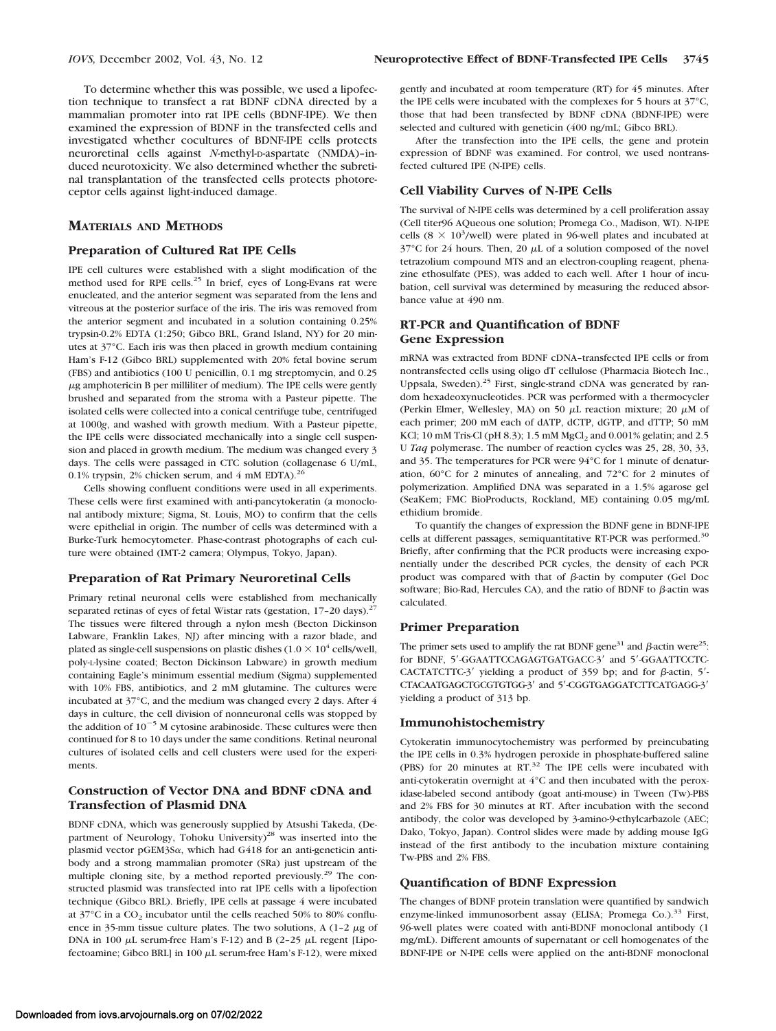To determine whether this was possible, we used a lipofection technique to transfect a rat BDNF cDNA directed by a mammalian promoter into rat IPE cells (BDNF-IPE). We then examined the expression of BDNF in the transfected cells and investigated whether cocultures of BDNF-IPE cells protects neuroretinal cells against *N*-methyl-D-aspartate (NMDA)–induced neurotoxicity. We also determined whether the subretinal transplantation of the transfected cells protects photoreceptor cells against light-induced damage.

## MATERIALS AND METHODS

### Preparation of Cultured Rat IPE Cells

IPE cell cultures were established with a slight modification of the method used for RPE cells.[25] In brief, eyes of Long-Evans rat were enucleated, and the anterior segment was separated from the lens and vitreous at the posterior surface of the iris. The iris was removed from the anterior segment and incubated in a solution containing 0.25% trypsin-0.2% EDTA (1:250; Gibco BRL, Grand Island, NY) for 20 minutes at 37°C. Each iris was then placed in growth medium containing Ham's F-12 (Gibco BRL) supplemented with 20% fetal bovine serum (FBS) and antibiotics (100 U penicillin, 0.1 mg streptomycin, and 0.25 μg amphotericin B per milliliter of medium). The IPE cells were gently brushed and separated from the stroma with a Pasteur pipette. The isolated cells were collected into a conical centrifuge tube, centrifuged at 1000*g*, and washed with growth medium. With a Pasteur pipette, the IPE cells were dissociated mechanically into a single cell suspension and placed in growth medium. The medium was changed every 3 days. The cells were passaged in CTC solution (collagenase 6 U/mL, 0.1% trypsin, 2% chicken serum, and 4 mM EDTA).[26]

Cells showing confluent conditions were used in all experiments. These cells were first examined with anti-pancytokeratin (a monoclonal antibody mixture; Sigma, St. Louis, MO) to confirm that the cells were epithelial in origin. The number of cells was determined with a Burke-Turk hemocytometer. Phase-contrast photographs of each culture were obtained (IMT-2 camera; Olympus, Tokyo, Japan).

### Preparation of Rat Primary Neuroretinal Cells

Primary retinal neuronal cells were established from mechanically separated retinas of eyes of fetal Wistar rats (gestation, 17–20 days).[27] The tissues were filtered through a nylon mesh (Becton Dickinson Labware, Franklin Lakes, NJ) after mincing with a razor blade, and plated as single-cell suspensions on plastic dishes ($1.0 \times 10^4$ cells/well, poly-L-lysine coated; Becton Dickinson Labware) in growth medium containing Eagle's minimum essential medium (Sigma) supplemented with 10% FBS, antibiotics, and 2 mM glutamine. The cultures were incubated at 37°C, and the medium was changed every 2 days. After 4 days in culture, the cell division of nonneuronal cells was stopped by the addition of $10^{-5}$ M cytosine arabinoside. These cultures were then continued for 8 to 10 days under the same conditions. Retinal neuronal cultures of isolated cells and cell clusters were used for the experiments.

### Construction of Vector DNA and BDNF cDNA and Transfection of Plasmid DNA

BDNF cDNA, which was generously supplied by Atsushi Takeda, (Department of Neurology, Tohoku University)[28] was inserted into the plasmid vector pGEM3Sα, which had G418 for an anti-geneticin antibody and a strong mammalian promoter (SRa) just upstream of the multiple cloning site, by a method reported previously.[29] The constructed plasmid was transfected into rat IPE cells with a lipofection technique (Gibco BRL). Briefly, IPE cells at passage 4 were incubated at 37°C in a $CO_2$ incubator until the cells reached 50% to 80% confluence in 35-mm tissue culture plates. The two solutions, A (1–2 μg of DNA in 100 μL serum-free Ham's F-12) and B (2–25 μL regent [Lipofectoamine; Gibco BRL] in 100 μL serum-free Ham's F-12), were mixed gently and incubated at room temperature (RT) for 45 minutes. After the IPE cells were incubated with the complexes for 5 hours at 37°C, those that had been transfected by BDNF cDNA (BDNF-IPE) were selected and cultured with geneticin (400 ng/mL; Gibco BRL).

After the transfection into the IPE cells, the gene and protein expression of BDNF was examined. For control, we used nontransfected cultured IPE (N-IPE) cells.

### Cell Viability Curves of N-IPE Cells

The survival of N-IPE cells was determined by a cell proliferation assay (Cell titer96 AQueous one solution; Promega Co., Madison, WI). N-IPE cells ($8 \times 10^3$/well) were plated in 96-well plates and incubated at 37°C for 24 hours. Then, 20 μL of a solution composed of the novel tetrazolium compound MTS and an electron-coupling reagent, phenazine ethosulfate (PES), was added to each well. After 1 hour of incubation, cell survival was determined by measuring the reduced absorbance value at 490 nm.

### RT-PCR and Quantification of BDNF Gene Expression

mRNA was extracted from BDNF cDNA–transfected IPE cells or from nontransfected cells using oligo dT cellulose (Pharmacia Biotech Inc., Uppsala, Sweden).[25] First, single-strand cDNA was generated by random hexadeoxynucleotides. PCR was performed with a thermocycler (Perkin Elmer, Wellesley, MA) on 50 μL reaction mixture; 20 μM of each primer; 200 mM each of dATP, dCTP, dGTP, and dTTP; 50 mM KCl; 10 mM Tris-Cl (pH 8.3); 1.5 mM $MgCl_2$ and 0.001% gelatin; and 2.5 U *Taq* polymerase. The number of reaction cycles was 25, 28, 30, 33, and 35. The temperatures for PCR were 94°C for 1 minute of denaturation, 60°C for 2 minutes of annealing, and 72°C for 2 minutes of polymerization. Amplified DNA was separated in a 1.5% agarose gel (SeaKem; FMC BioProducts, Rockland, ME) containing 0.05 mg/mL ethidium bromide.

To quantify the changes of expression the BDNF gene in BDNF-IPE cells at different passages, semiquantitative RT-PCR was performed.[30] Briefly, after confirming that the PCR products were increasing exponentially under the described PCR cycles, the density of each PCR product was compared with that of β-actin by computer (Gel Doc software; Bio-Rad, Hercules CA), and the ratio of BDNF to β-actin was calculated.

### Primer Preparation

The primer sets used to amplify the rat BDNF gene[31] and β-actin were[25]: for BDNF, 5′-GGAATTCCAGAGTGATGACC-3′ and 5′-GGAATTCCTC-CACTATCTTC-3′ yielding a product of 359 bp; and for β-actin, 5′-CTACAATGAGCTGCGTGTGG-3′ and 5′-CGGTGAGGATCTTCATGAGG-3′ yielding a product of 313 bp.

### Immunohistochemistry

Cytokeratin immunocytochemistry was performed by preincubating the IPE cells in 0.3% hydrogen peroxide in phosphate-buffered saline (PBS) for 20 minutes at RT.[32] The IPE cells were incubated with anti-cytokeratin overnight at 4°C and then incubated with the peroxidase-labeled second antibody (goat anti-mouse) in Tween (Tw)-PBS and 2% FBS for 30 minutes at RT. After incubation with the second antibody, the color was developed by 3-amino-9-ethylcarbazole (AEC; Dako, Tokyo, Japan). Control slides were made by adding mouse IgG instead of the first antibody to the incubation mixture containing Tw-PBS and 2% FBS.

### Quantification of BDNF Expression

The changes of BDNF protein translation were quantified by sandwich enzyme-linked immunosorbent assay (ELISA; Promega Co.).[33] First, 96-well plates were coated with anti-BDNF monoclonal antibody (1 mg/mL). Different amounts of supernatant or cell homogenates of the BDNF-IPE or N-IPE cells were applied on the anti-BDNF monoclonal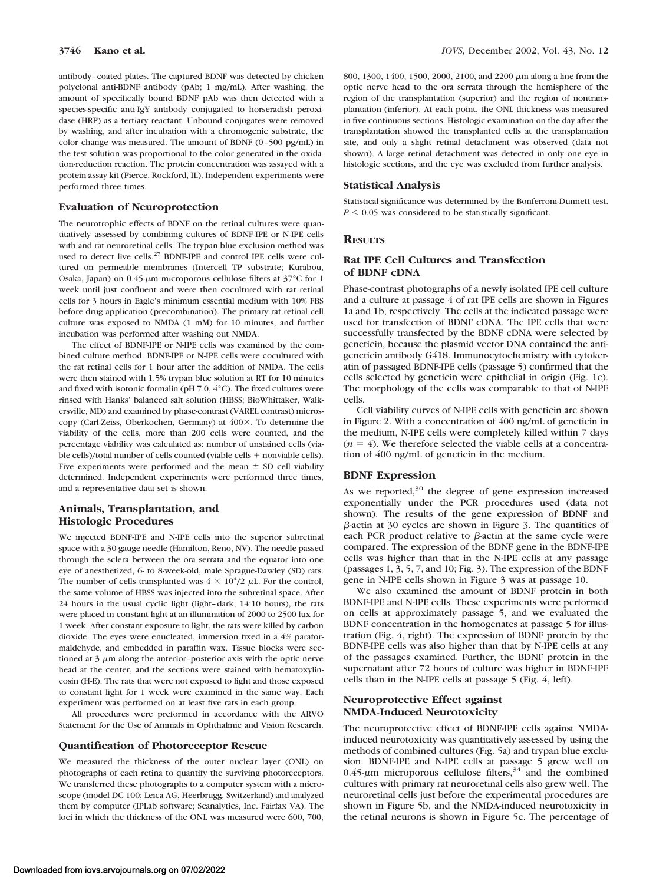antibody–coated plates. The captured BDNF was detected by chicken polyclonal anti-BDNF antibody (pAb; 1 mg/mL). After washing, the amount of specifically bound BDNF pAb was then detected with a species-specific anti-IgY antibody conjugated to horseradish peroxidase (HRP) as a tertiary reactant. Unbound conjugates were removed by washing, and after incubation with a chromogenic substrate, the color change was measured. The amount of BDNF (0–500 pg/mL) in the test solution was proportional to the color generated in the oxidation-reduction reaction. The protein concentration was assayed with a protein assay kit (Pierce, Rockford, IL). Independent experiments were performed three times.

### Evaluation of Neuroprotection

The neurotrophic effects of BDNF on the retinal cultures were quantitatively assessed by combining cultures of BDNF-IPE or N-IPE cells with and rat neuroretinal cells. The trypan blue exclusion method was used to detect live cells.[27] BDNF-IPE and control IPE cells were cultured on permeable membranes (Intercell TP substrate; Kurabou, Osaka, Japan) on 0.45-$\mu$m microporous cellulose filters at 37°C for 1 week until just confluent and were then cocultured with rat retinal cells for 3 hours in Eagle's minimum essential medium with 10% FBS before drug application (precombination). The primary rat retinal cell culture was exposed to NMDA (1 mM) for 10 minutes, and further incubation was performed after washing out NMDA.

The effect of BDNF-IPE or N-IPE cells was examined by the combined culture method. BDNF-IPE or N-IPE cells were cocultured with the rat retinal cells for 1 hour after the addition of NMDA. The cells were then stained with 1.5% trypan blue solution at RT for 10 minutes and fixed with isotonic formalin (pH 7.0, 4°C). The fixed cultures were rinsed with Hanks' balanced salt solution (HBSS; BioWhittaker, Walkersville, MD) and examined by phase-contrast (VAREL contrast) microscopy (Carl-Zeiss, Oberkochen, Germany) at 400×. To determine the viability of the cells, more than 200 cells were counted, and the percentage viability was calculated as: number of unstained cells (viable cells)/total number of cells counted (viable cells + nonviable cells). Five experiments were performed and the mean ± SD cell viability determined. Independent experiments were performed three times, and a representative data set is shown.

### Animals, Transplantation, and Histologic Procedures

We injected BDNF-IPE and N-IPE cells into the superior subretinal space with a 30-gauge needle (Hamilton, Reno, NV). The needle passed through the sclera between the ora serrata and the equator into one eye of anesthetized, 6- to 8-week-old, male Sprague-Dawley (SD) rats. The number of cells transplanted was $4 \times 10^4/2$ $\mu$L. For the control, the same volume of HBSS was injected into the subretinal space. After 24 hours in the usual cyclic light (light–dark, 14:10 hours), the rats were placed in constant light at an illumination of 2000 to 2500 lux for 1 week. After constant exposure to light, the rats were killed by carbon dioxide. The eyes were enucleated, immersion fixed in a 4% paraformaldehyde, and embedded in paraffin wax. Tissue blocks were sectioned at 3 $\mu$m along the anterior–posterior axis with the optic nerve head at the center, and the sections were stained with hematoxylin-eosin (H-E). The rats that were not exposed to light and those exposed to constant light for 1 week were examined in the same way. Each experiment was performed on at least five rats in each group.

All procedures were preformed in accordance with the ARVO Statement for the Use of Animals in Ophthalmic and Vision Research.

### Quantification of Photoreceptor Rescue

We measured the thickness of the outer nuclear layer (ONL) on photographs of each retina to quantify the surviving photoreceptors. We transferred these photographs to a computer system with a microscope (model DC 100; Leica AG, Heerbrugg, Switzerland) and analyzed them by computer (IPLab software; Scanalytics, Inc. Fairfax VA). The loci in which the thickness of the ONL was measured were 600, 700, 800, 1300, 1400, 1500, 2000, 2100, and 2200 $\mu$m along a line from the optic nerve head to the ora serrata through the hemisphere of the region of the transplantation (superior) and the region of nontransplantation (inferior). At each point, the ONL thickness was measured in five continuous sections. Histologic examination on the day after the transplantation showed the transplanted cells at the transplantation site, and only a slight retinal detachment was observed (data not shown). A large retinal detachment was detected in only one eye in histologic sections, and the eye was excluded from further analysis.

### Statistical Analysis

Statistical significance was determined by the Bonferroni-Dunnett test. $P < 0.05$ was considered to be statistically significant.

## Results

### Rat IPE Cell Cultures and Transfection of BDNF cDNA

Phase-contrast photographs of a newly isolated IPE cell culture and a culture at passage 4 of rat IPE cells are shown in Figures 1a and 1b, respectively. The cells at the indicated passage were used for transfection of BDNF cDNA. The IPE cells that were successfully transfected by the BDNF cDNA were selected by geneticin, because the plasmid vector DNA contained the anti-geneticin antibody G418. Immunocytochemistry with cytokeratin of passaged BDNF-IPE cells (passage 5) confirmed that the cells selected by geneticin were epithelial in origin (Fig. 1c). The morphology of the cells was comparable to that of N-IPE cells.

Cell viability curves of N-IPE cells with geneticin are shown in Figure 2. With a concentration of 400 ng/mL of geneticin in the medium, N-IPE cells were completely killed within 7 days ($n = 4$). We therefore selected the viable cells at a concentration of 400 ng/mL of geneticin in the medium.

### BDNF Expression

As we reported,[30] the degree of gene expression increased exponentially under the PCR procedures used (data not shown). The results of the gene expression of BDNF and $\beta$-actin at 30 cycles are shown in Figure 3. The quantities of each PCR product relative to $\beta$-actin at the same cycle were compared. The expression of the BDNF gene in the BDNF-IPE cells was higher than that in the N-IPE cells at any passage (passages 1, 3, 5, 7, and 10; Fig. 3). The expression of the BDNF gene in N-IPE cells shown in Figure 3 was at passage 10.

We also examined the amount of BDNF protein in both BDNF-IPE and N-IPE cells. These experiments were performed on cells at approximately passage 5, and we evaluated the BDNF concentration in the homogenates at passage 5 for illustration (Fig. 4, right). The expression of BDNF protein by the BDNF-IPE cells was also higher than that by N-IPE cells at any of the passages examined. Further, the BDNF protein in the supernatant after 72 hours of culture was higher in BDNF-IPE cells than in the N-IPE cells at passage 5 (Fig. 4, left).

### Neuroprotective Effect against NMDA-Induced Neurotoxicity

The neuroprotective effect of BDNF-IPE cells against NMDA-induced neurotoxicity was quantitatively assessed by using the methods of combined cultures (Fig. 5a) and trypan blue exclusion. BDNF-IPE and N-IPE cells at passage 5 grew well on 0.45-$\mu$m microporous cellulose filters,[34] and the combined cultures with primary rat neuroretinal cells also grew well. The neuroretinal cells just before the experimental procedures are shown in Figure 5b, and the NMDA-induced neurotoxicity in the retinal neurons is shown in Figure 5c. The percentage of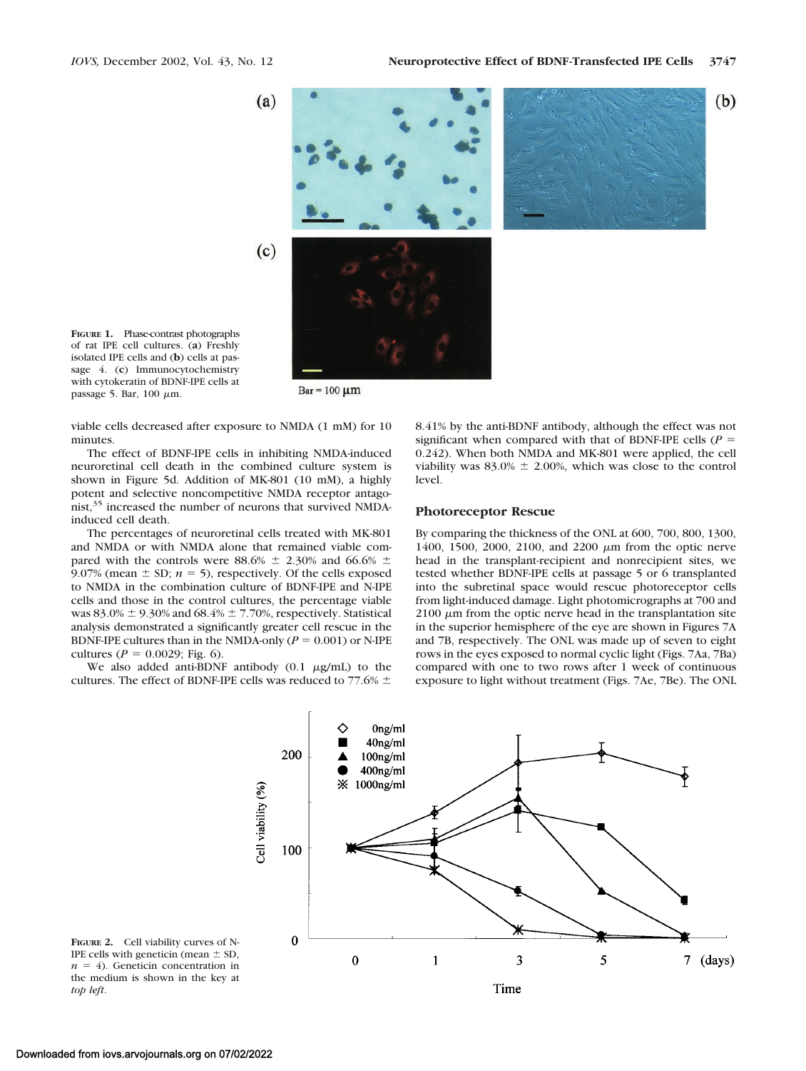FIGURE 1. Phase-contrast photographs of rat IPE cell cultures. (**a**) Freshly isolated IPE cells and (**b**) cells at passage 4. (**c**) Immunocytochemistry with cytokeratin of BDNF-IPE cells at passage 5. Bar, 100 μm.

viable cells decreased after exposure to NMDA (1 mM) for 10 minutes.

The effect of BDNF-IPE cells in inhibiting NMDA-induced neuroretinal cell death in the combined culture system is shown in Figure 5d. Addition of MK-801 (10 mM), a highly potent and selective noncompetitive NMDA receptor antagonist,[35] increased the number of neurons that survived NMDA-induced cell death.

The percentages of neuroretinal cells treated with MK-801 and NMDA or with NMDA alone that remained viable compared with the controls were 88.6% ± 2.30% and 66.6% ± 9.07% (mean ± SD; $n = 5$), respectively. Of the cells exposed to NMDA in the combination culture of BDNF-IPE and N-IPE cells and those in the control cultures, the percentage viable was 83.0% ± 9.30% and 68.4% ± 7.70%, respectively. Statistical analysis demonstrated a significantly greater cell rescue in the BDNF-IPE cultures than in the NMDA-only ($P = 0.001$) or N-IPE cultures ($P = 0.0029$; Fig. 6).

We also added anti-BDNF antibody (0.1 μg/mL) to the cultures. The effect of BDNF-IPE cells was reduced to 77.6% ± 8.41% by the anti-BDNF antibody, although the effect was not significant when compared with that of BDNF-IPE cells ($P = 0.242$). When both NMDA and MK-801 were applied, the cell viability was 83.0% ± 2.00%, which was close to the control level.

## Photoreceptor Rescue

By comparing the thickness of the ONL at 600, 700, 800, 1300, 1400, 1500, 2000, 2100, and 2200 μm from the optic nerve head in the transplant-recipient and nonrecipient sites, we tested whether BDNF-IPE cells at passage 5 or 6 transplanted into the subretinal space would rescue photoreceptor cells from light-induced damage. Light photomicrographs at 700 and 2100 μm from the optic nerve head in the transplantation site in the superior hemisphere of the eye are shown in Figures 7A and 7B, respectively. The ONL was made up of seven to eight rows in the eyes exposed to normal cyclic light (Figs. 7Aa, 7Ba) compared with one to two rows after 1 week of continuous exposure to light without treatment (Figs. 7Ae, 7Be). The ONL

FIGURE 2. Cell viability curves of N-IPE cells with geneticin (mean ± SD, $n = 4$). Geneticin concentration in the medium is shown in the key at *top left*.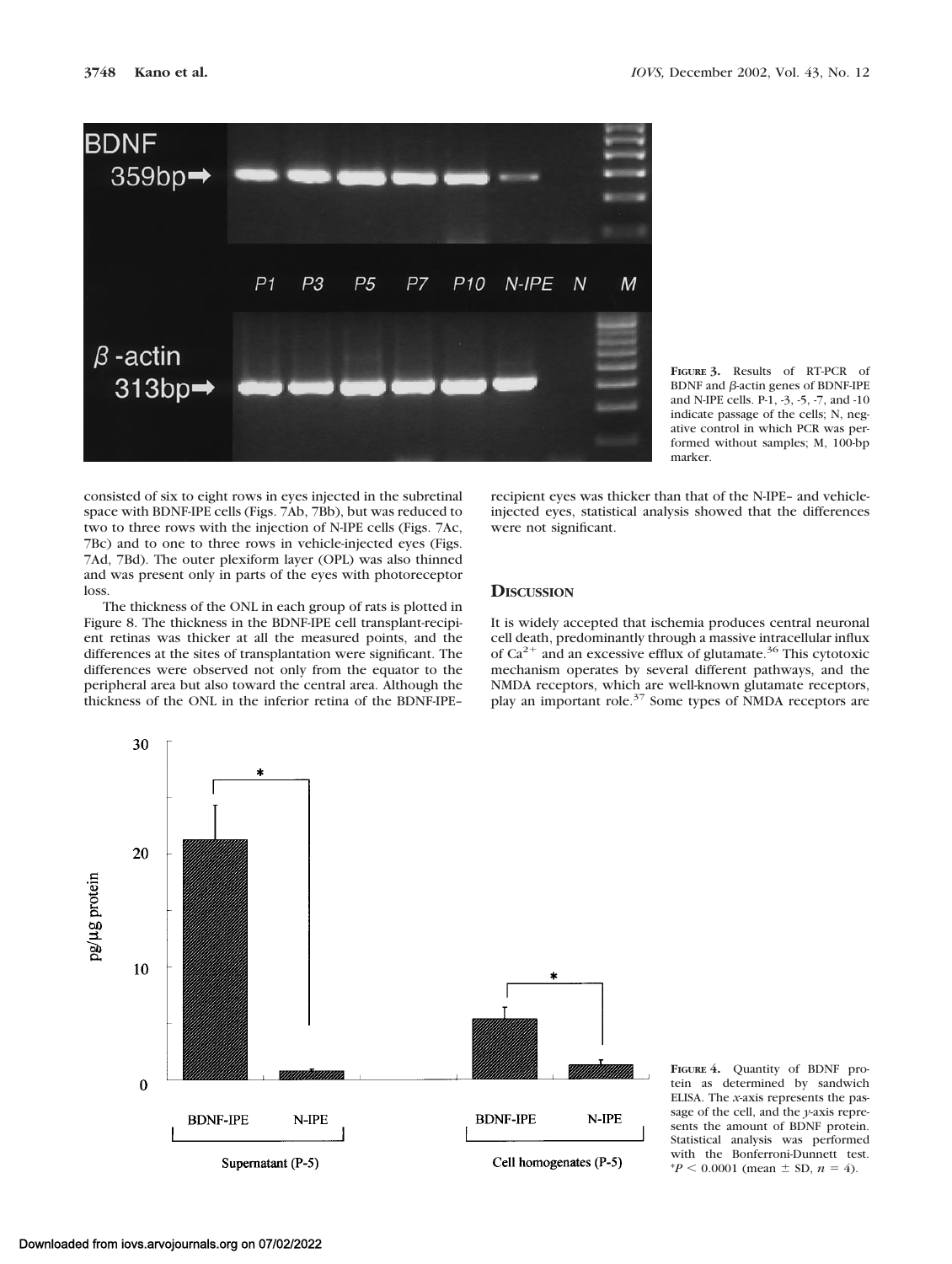**Figure 3.** Results of RT-PCR of BDNF and β-actin genes of BDNF-IPE and N-IPE cells. P-1, -3, -5, -7, and -10 indicate passage of the cells; N, negative control in which PCR was performed without samples; M, 100-bp marker.

consisted of six to eight rows in eyes injected in the subretinal space with BDNF-IPE cells (Figs. 7Ab, 7Bb), but was reduced to two to three rows with the injection of N-IPE cells (Figs. 7Ac, 7Bc) and to one to three rows in vehicle-injected eyes (Figs. 7Ad, 7Bd). The outer plexiform layer (OPL) was also thinned and was present only in parts of the eyes with photoreceptor loss.

The thickness of the ONL in each group of rats is plotted in Figure 8. The thickness in the BDNF-IPE cell transplant-recipient retinas was thicker at all the measured points, and the differences at the sites of transplantation were significant. The differences were observed not only from the equator to the peripheral area but also toward the central area. Although the thickness of the ONL in the inferior retina of the BDNF-IPE–recipient eyes was thicker than that of the N-IPE– and vehicle-injected eyes, statistical analysis showed that the differences were not significant.

## Discussion

It is widely accepted that ischemia produces central neuronal cell death, predominantly through a massive intracellular influx of $Ca^{2+}$ and an excessive efflux of glutamate.[36] This cytotoxic mechanism operates by several different pathways, and the NMDA receptors, which are well-known glutamate receptors, play an important role.[37] Some types of NMDA receptors are

**Figure 4.** Quantity of BDNF protein as determined by sandwich ELISA. The *x*-axis represents the passage of the cell, and the *y*-axis represents the amount of BDNF protein. Statistical analysis was performed with the Bonferroni-Dunnett test. \*$P < 0.0001$ (mean ± SD, $n = 4$).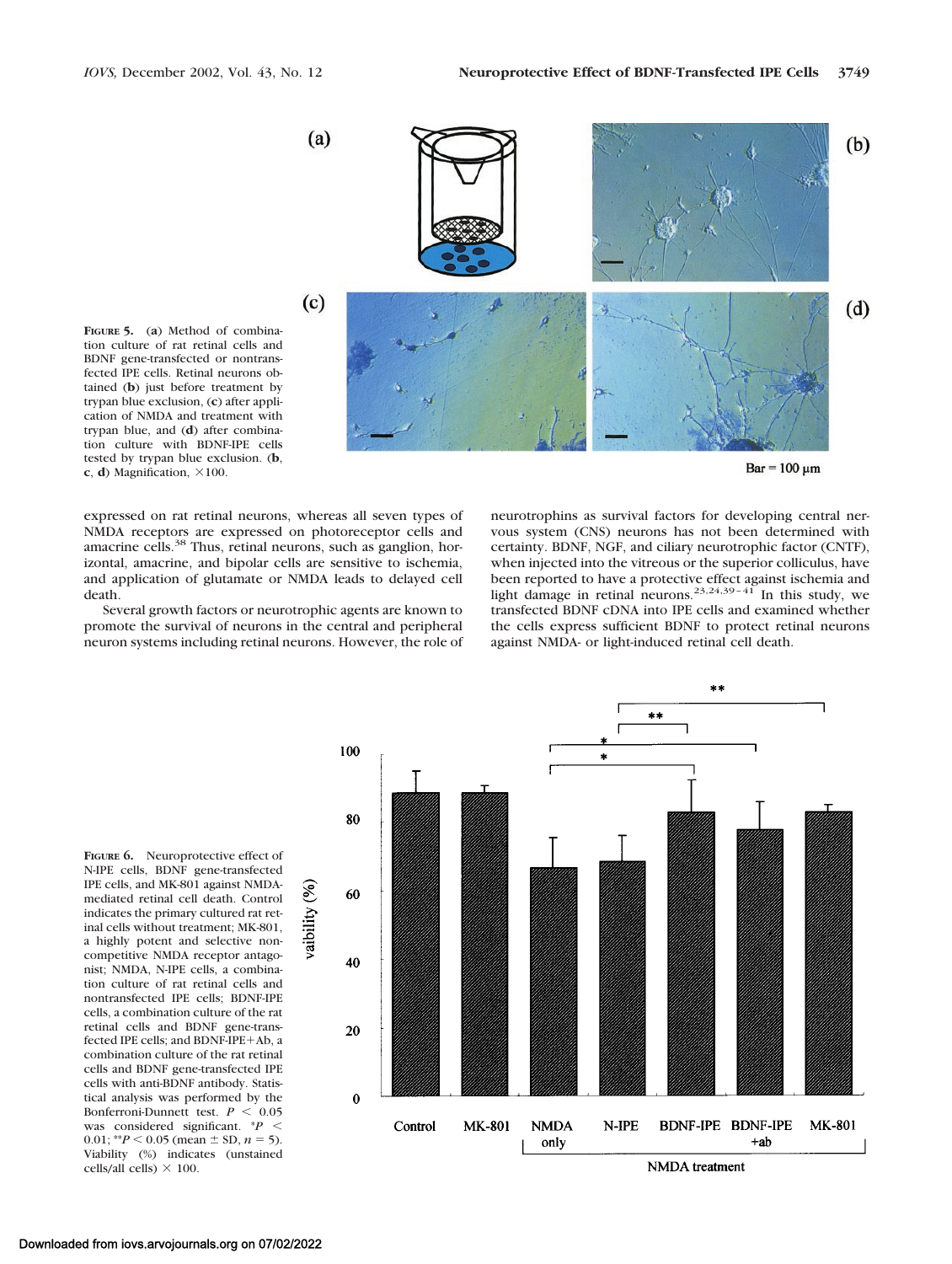**FIGURE 5.** (**a**) Method of combination culture of rat retinal cells and BDNF gene-transfected or nontransfected IPE cells. Retinal neurons obtained (**b**) just before treatment by trypan blue exclusion, (**c**) after application of NMDA and treatment with trypan blue, and (**d**) after combination culture with BDNF-IPE cells tested by trypan blue exclusion. (**b**, **c**, **d**) Magnification, ×100.

expressed on rat retinal neurons, whereas all seven types of NMDA receptors are expressed on photoreceptor cells and amacrine cells.[38] Thus, retinal neurons, such as ganglion, horizontal, amacrine, and bipolar cells are sensitive to ischemia, and application of glutamate or NMDA leads to delayed cell death.

Several growth factors or neurotrophic agents are known to promote the survival of neurons in the central and peripheral neuron systems including retinal neurons. However, the role of neurotrophins as survival factors for developing central nervous system (CNS) neurons has not been determined with certainty. BDNF, NGF, and ciliary neurotrophic factor (CNTF), when injected into the vitreous or the superior colliculus, have been reported to have a protective effect against ischemia and light damage in retinal neurons.[23,24,39–41] In this study, we transfected BDNF cDNA into IPE cells and examined whether the cells express sufficient BDNF to protect retinal neurons against NMDA- or light-induced retinal cell death.

**FIGURE 6.** Neuroprotective effect of N-IPE cells, BDNF gene-transfected IPE cells, and MK-801 against NMDA-mediated retinal cell death. Control indicates the primary cultured rat retinal cells without treatment; MK-801, a highly potent and selective noncompetitive NMDA receptor antagonist; NMDA, N-IPE cells, a combination culture of rat retinal cells and nontransfected IPE cells; BDNF-IPE cells, a combination culture of the rat retinal cells and BDNF gene-transfected IPE cells; and BDNF-IPE+Ab, a combination culture of the rat retinal cells and BDNF gene-transfected IPE cells with anti-BDNF antibody. Statistical analysis was performed by the Bonferroni-Dunnett test. $P < 0.05$ was considered significant. \*$P < 0.01$; \*\*$P < 0.05$ (mean ± SD, $n = 5$). Viability (%) indicates (unstained cells/all cells) × 100.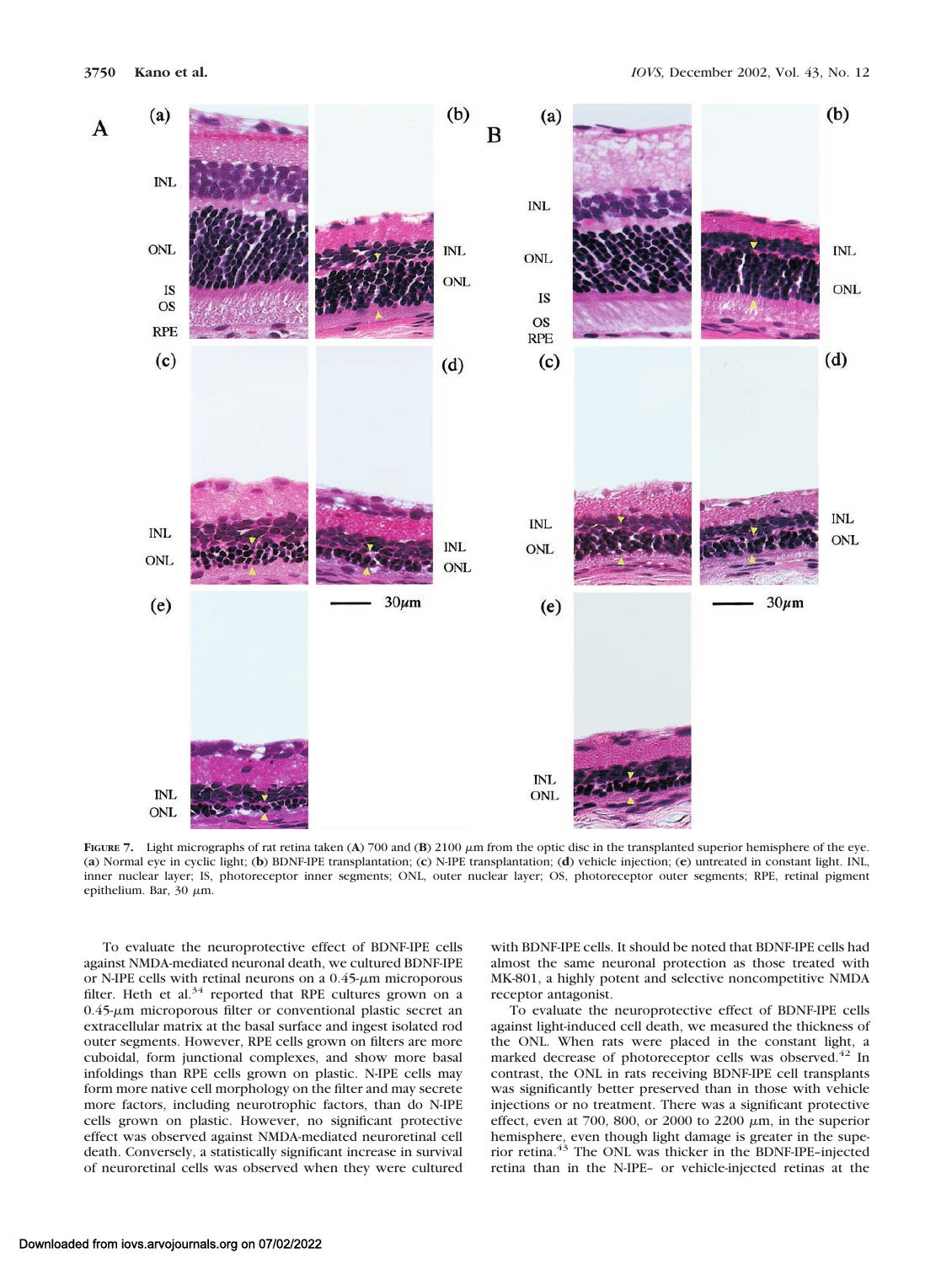**Figure 7.** Light micrographs of rat retina taken (**A**) 700 and (**B**) 2100 μm from the optic disc in the transplanted superior hemisphere of the eye. (**a**) Normal eye in cyclic light; (**b**) BDNF-IPE transplantation; (**c**) N-IPE transplantation; (**d**) vehicle injection; (**e**) untreated in constant light. INL, inner nuclear layer; IS, photoreceptor inner segments; ONL, outer nuclear layer; OS, photoreceptor outer segments; RPE, retinal pigment epithelium. Bar, 30 μm.

To evaluate the neuroprotective effect of BDNF-IPE cells against NMDA-mediated neuronal death, we cultured BDNF-IPE or N-IPE cells with retinal neurons on a 0.45-μm microporous filter. Heth et al.[34] reported that RPE cultures grown on a 0.45-μm microporous filter or conventional plastic secret an extracellular matrix at the basal surface and ingest isolated rod outer segments. However, RPE cells grown on filters are more cuboidal, form junctional complexes, and show more basal infoldings than RPE cells grown on plastic. N-IPE cells may form more native cell morphology on the filter and may secrete more factors, including neurotrophic factors, than do N-IPE cells grown on plastic. However, no significant protective effect was observed against NMDA-mediated neuroretinal cell death. Conversely, a statistically significant increase in survival of neuroretinal cells was observed when they were cultured with BDNF-IPE cells. It should be noted that BDNF-IPE cells had almost the same neuronal protection as those treated with MK-801, a highly potent and selective noncompetitive NMDA receptor antagonist.

To evaluate the neuroprotective effect of BDNF-IPE cells against light-induced cell death, we measured the thickness of the ONL. When rats were placed in the constant light, a marked decrease of photoreceptor cells was observed.[42] In contrast, the ONL in rats receiving BDNF-IPE cell transplants was significantly better preserved than in those with vehicle injections or no treatment. There was a significant protective effect, even at 700, 800, or 2000 to 2200 μm, in the superior hemisphere, even though light damage is greater in the superior retina.[43] The ONL was thicker in the BDNF-IPE–injected retina than in the N-IPE– or vehicle-injected retinas at the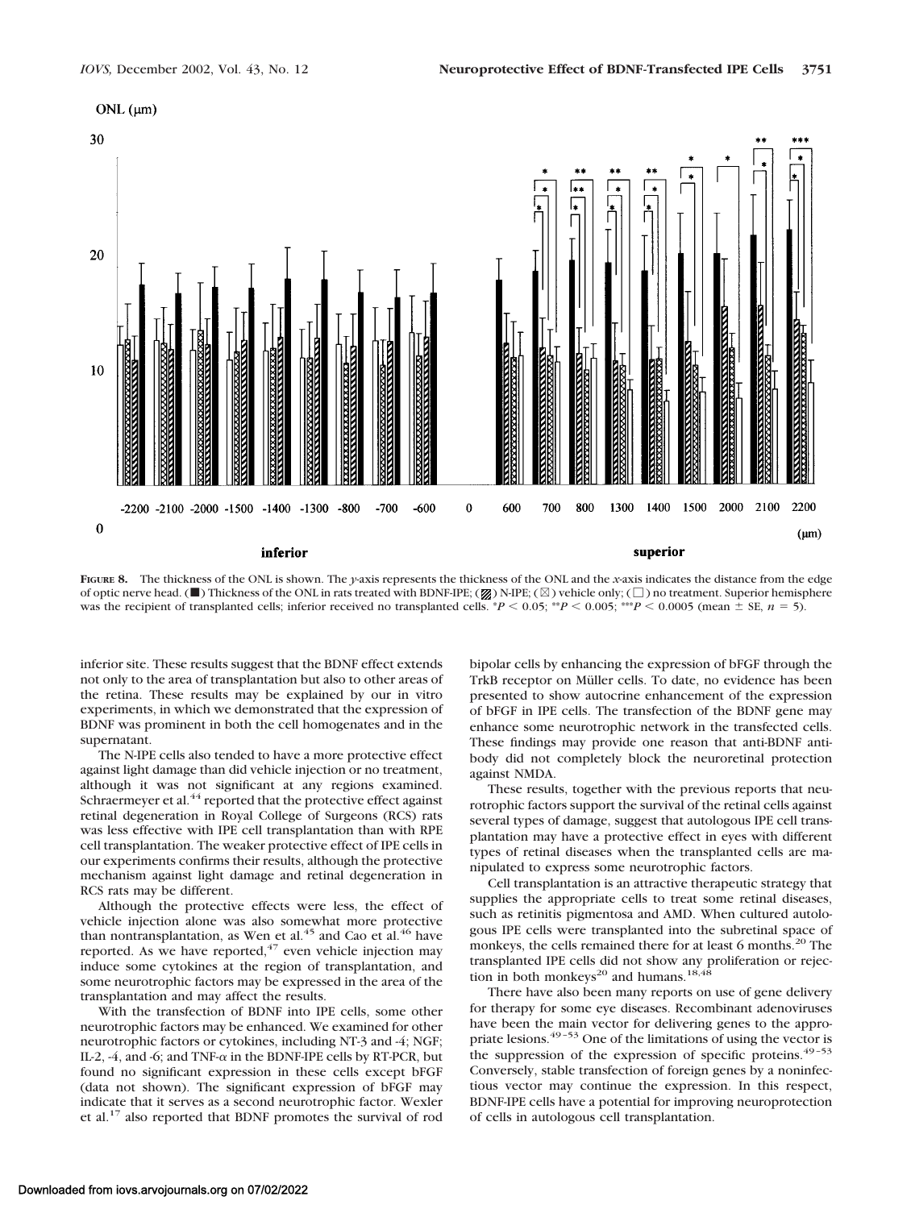**FIGURE 8.** The thickness of the ONL is shown. The *y*-axis represents the thickness of the ONL and the *x*-axis indicates the distance from the edge of optic nerve head. (■) Thickness of the ONL in rats treated with BDNF-IPE; (▨) N-IPE; (⊠) vehicle only; (□) no treatment. Superior hemisphere was the recipient of transplanted cells; inferior received no transplanted cells. *$P < 0.05$; **$P < 0.005$; ***$P < 0.0005$ (mean ± SE, $n = 5$).

inferior site. These results suggest that the BDNF effect extends not only to the area of transplantation but also to other areas of the retina. These results may be explained by our in vitro experiments, in which we demonstrated that the expression of BDNF was prominent in both the cell homogenates and in the supernatant.

The N-IPE cells also tended to have a more protective effect against light damage than did vehicle injection or no treatment, although it was not significant at any regions examined. Schraermeyer et al.[44] reported that the protective effect against retinal degeneration in Royal College of Surgeons (RCS) rats was less effective with IPE cell transplantation than with RPE cell transplantation. The weaker protective effect of IPE cells in our experiments confirms their results, although the protective mechanism against light damage and retinal degeneration in RCS rats may be different.

Although the protective effects were less, the effect of vehicle injection alone was also somewhat more protective than nontransplantation, as Wen et al.[45] and Cao et al.[46] have reported. As we have reported,[47] even vehicle injection may induce some cytokines at the region of transplantation, and some neurotrophic factors may be expressed in the area of the transplantation and may affect the results.

With the transfection of BDNF into IPE cells, some other neurotrophic factors may be enhanced. We examined for other neurotrophic factors or cytokines, including NT-3 and -4; NGF; IL-2, -4, and -6; and TNF-$\alpha$ in the BDNF-IPE cells by RT-PCR, but found no significant expression in these cells except bFGF (data not shown). The significant expression of bFGF may indicate that it serves as a second neurotrophic factor. Wexler et al.[17] also reported that BDNF promotes the survival of rod bipolar cells by enhancing the expression of bFGF through the TrkB receptor on Müller cells. To date, no evidence has been presented to show autocrine enhancement of the expression of bFGF in IPE cells. The transfection of the BDNF gene may enhance some neurotrophic network in the transfected cells. These findings may provide one reason that anti-BDNF antibody did not completely block the neuroretinal protection against NMDA.

These results, together with the previous reports that neurotrophic factors support the survival of the retinal cells against several types of damage, suggest that autologous IPE cell transplantation may have a protective effect in eyes with different types of retinal diseases when the transplanted cells are manipulated to express some neurotrophic factors.

Cell transplantation is an attractive therapeutic strategy that supplies the appropriate cells to treat some retinal diseases, such as retinitis pigmentosa and AMD. When cultured autologous IPE cells were transplanted into the subretinal space of monkeys, the cells remained there for at least 6 months.[20] The transplanted IPE cells did not show any proliferation or rejection in both monkeys[20] and humans.[18,48]

There have also been many reports on use of gene delivery for therapy for some eye diseases. Recombinant adenoviruses have been the main vector for delivering genes to the appropriate lesions.[49–53] One of the limitations of using the vector is the suppression of the expression of specific proteins.[49–53] Conversely, stable transfection of foreign genes by a noninfectious vector may continue the expression. In this respect, BDNF-IPE cells have a potential for improving neuroprotection of cells in autologous cell transplantation.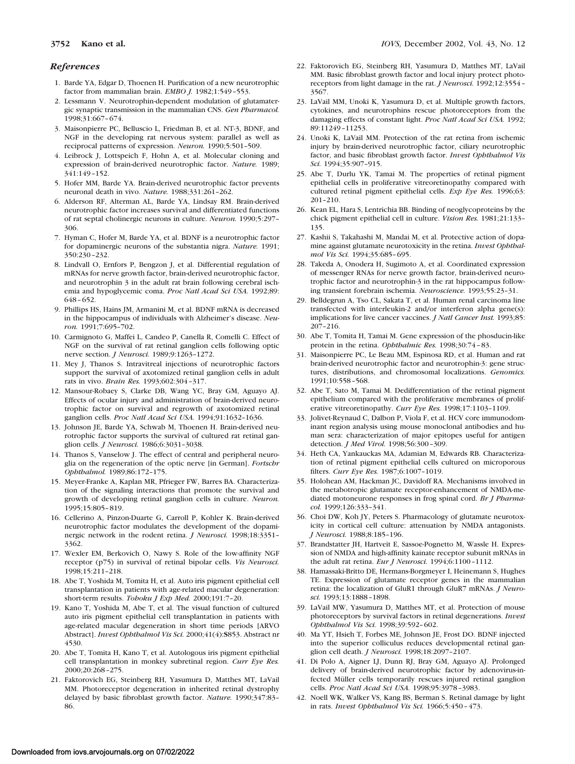## *References*

1. Barde YA, Edgar D, Thoenen H. Purification of a new neurotrophic factor from mammalian brain. *EMBO J.* 1982;1:549–553.
2. Lessmann V. Neurotrophin-dependent modulation of glutamatergic synaptic transmission in the mammalian CNS. *Gen Pharmacol.* 1998;31:667–674.
3. Maisonpierre PC, Belluscio L, Friedman B, et al. NT-3, BDNF, and NGF in the developing rat nervous system: parallel as well as reciprocal patterns of expression. *Neuron.* 1990;5:501–509.
4. Leibrock J, Lottspeich F, Hohn A, et al. Molecular cloning and expression of brain-derived neurotrophic factor. *Nature.* 1989;341:149–152.
5. Hofer MM, Barde YA. Brain-derived neurotrophic factor prevents neuronal death in vivo. *Nature.* 1988;331:261–262.
6. Alderson RF, Alterman AL, Barde YA, Lindsay RM. Brain-derived neurotrophic factor increases survival and differentiated functions of rat septal cholinergic neurons in culture. *Neuron.* 1990;5:297–306.
7. Hyman C, Hofer M, Barde YA, et al. BDNF is a neurotrophic factor for dopaminergic neurons of the substantia nigra. *Nature.* 1991;350:230–232.
8. Lindvall O, Ernfors P, Bengzon J, et al. Differential regulation of mRNAs for nerve growth factor, brain-derived neurotrophic factor, and neurotrophin 3 in the adult rat brain following cerebral ischemia and hypoglycemic coma. *Proc Natl Acad Sci USA.* 1992;89:648–652.
9. Phillips HS, Hains JM, Armanini M, et al. BDNF mRNA is decreased in the hippocampus of individuals with Alzheimer's disease. *Neuron.* 1991;7:695–702.
10. Carmignoto G, Maffei L, Candeo P, Canella R, Comelli C. Effect of NGF on the survival of rat retinal ganglion cells following optic nerve section. *J Neurosci.* 1989;9:1263–1272.
11. Mey J, Thanos S. Intravitreal injections of neurotrophic factors support the survival of axotomized retinal ganglion cells in adult rats in vivo. *Brain Res.* 1993;602:304–317.
12. Mansour-Robaey S, Clarke DB, Wang YC, Bray GM, Aguayo AJ. Effects of ocular injury and administration of brain-derived neurotrophic factor on survival and regrowth of axotomized retinal ganglion cells. *Proc Natl Acad Sci USA.* 1994;91:1632–1636.
13. Johnson JE, Barde YA, Schwab M, Thoenen H. Brain-derived neurotrophic factor supports the survival of cultured rat retinal ganglion cells. *J Neurosci.* 1986;6:3031–3038.
14. Thanos S, Vanselow J. The effect of central and peripheral neuroglia on the regeneration of the optic nerve [in German]. *Fortschr Ophthalmol.* 1989;86:172–175.
15. Meyer-Franke A, Kaplan MR, Pfrieger FW, Barres BA. Characterization of the signaling interactions that promote the survival and growth of developing retinal ganglion cells in culture. *Neuron.* 1995;15:805–819.
16. Cellerino A, Pinzon-Duarte G, Carroll P, Kohler K. Brain-derived neurotrophic factor modulates the development of the dopaminergic network in the rodent retina. *J Neurosci.* 1998;18:3351–3362.
17. Wexler EM, Berkovich O, Nawy S. Role of the low-affinity NGF receptor (p75) in survival of retinal bipolar cells. *Vis Neurosci.* 1998;15:211–218.
18. Abe T, Yoshida M, Tomita H, et al. Auto iris pigment epithelial cell transplantation in patients with age-related macular degeneration: short-term results. *Tohoku J Exp Med.* 2000;191:7–20.
19. Kano T, Yoshida M, Abe T, et al. The visual function of cultured auto iris pigment epithelial cell transplantation in patients with age-related macular degeneration in short time periods [ARVO Abstract]. *Invest Ophthalmol Vis Sci.* 2000;41(4):**S**853. Abstract nr 4530.
20. Abe T, Tomita H, Kano T, et al. Autologous iris pigment epithelial cell transplantation in monkey subretinal region. *Curr Eye Res.* 2000;20:268–275.
21. Faktorovich EG, Steinberg RH, Yasumura D, Matthes MT, LaVail MM. Photoreceptor degeneration in inherited retinal dystrophy delayed by basic fibroblast growth factor. *Nature.* 1990;347:83–86.
22. Faktorovich EG, Steinberg RH, Yasumura D, Matthes MT, LaVail MM. Basic fibroblast growth factor and local injury protect photoreceptors from light damage in the rat. *J Neurosci.* 1992;12:3554–3567.
23. LaVail MM, Unoki K, Yasumura D, et al. Multiple growth factors, cytokines, and neurotrophins rescue photoreceptors from the damaging effects of constant light. *Proc Natl Acad Sci USA.* 1992;89:11249–11253.
24. Unoki K, LaVail MM. Protection of the rat retina from ischemic injury by brain-derived neurotrophic factor, ciliary neurotrophic factor, and basic fibroblast growth factor. *Invest Ophthalmol Vis Sci.* 1994;35:907–915.
25. Abe T, Durlu YK, Tamai M. The properties of retinal pigment epithelial cells in proliferative vitreoretinopathy compared with cultured retinal pigment epithelial cells. *Exp Eye Res.* 1996;63:201–210.
26. Kean EL, Hara S, Lentrichia BB. Binding of neoglycoproteins by the chick pigment epithelial cell in culture. *Vision Res.* 1981;21:133–135.
27. Kashii S, Takahashi M, Mandai M, et al. Protective action of dopamine against glutamate neurotoxicity in the retina. *Invest Ophthalmol Vis Sci.* 1994;35:685–695.
28. Takeda A, Onodera H, Sugimoto A, et al. Coordinated expression of messenger RNAs for nerve growth factor, brain-derived neurotrophic factor and neurotrophin-3 in the rat hippocampus following transient forebrain ischemia. *Neuroscience.* 1993;55:23–31.
29. Belldegrun A, Tso CL, Sakata T, et al. Human renal carcinoma line transfected with interleukin-2 and/or interferon alpha gene(s): implications for live cancer vaccines. *J Natl Cancer Inst.* 1993;85:207–216.
30. Abe T, Tomita H, Tamai M. Gene expression of the phosducin-like protein in the retina. *Ophthalmic Res.* 1998;30:74–83.
31. Maisonpierre PC, Le Beau MM, Espinosa RD, et al. Human and rat brain-derived neurotrophic factor and neurotrophin-3: gene structures, distributions, and chromosomal localizations. *Genomics.* 1991;10:558–568.
32. Abe T, Sato M, Tamai M. Dedifferentiation of the retinal pigment epithelium compared with the proliferative membranes of proliferative vitreoretinopathy. *Curr Eye Res.* 1998;17:1103–1109.
33. Jolivet-Reynaud C, Dalbon P, Viola F, et al. HCV core immunodominant region analysis using mouse monoclonal antibodies and human sera: characterization of major epitopes useful for antigen detection. *J Med Virol.* 1998;56:300–309.
34. Heth CA, Yankauckas MA, Adamian M, Edwards RB. Characterization of retinal pigment epithelial cells cultured on microporous filters. *Curr Eye Res.* 1987;6:1007–1019.
35. Holohean AM, Hackman JC, Davidoff RA. Mechanisms involved in the metabotropic glutamate receptor-enhancement of NMDA-mediated motoneurone responses in frog spinal cord. *Br J Pharmacol.* 1999;126:333–341.
36. Choi DW, Koh JY, Peters S. Pharmacology of glutamate neurotoxicity in cortical cell culture: attenuation by NMDA antagonists. *J Neurosci.* 1988;8:185–196.
37. Brandstatter JH, Hartveit E, Sassoe-Pognetto M, Wassle H. Expression of NMDA and high-affinity kainate receptor subunit mRNAs in the adult rat retina. *Eur J Neurosci.* 1994;6:1100–1112.
38. Hamassaki-Britto DE, Hermans-Borgmeyer I, Heinemann S, Hughes TE. Expression of glutamate receptor genes in the mammalian retina: the localization of GluR1 through GluR7 mRNAs. *J Neurosci.* 1993;13:1888–1898.
39. LaVail MW, Yasumura D, Matthes MT, et al. Protection of mouse photoreceptors by survival factors in retinal degenerations. *Invest Ophthalmol Vis Sci.* 1998;39:592–602.
40. Ma YT, Hsieh T, Forbes ME, Johnson JE, Frost DO. BDNF injected into the superior colliculus reduces developmental retinal ganglion cell death. *J Neurosci.* 1998;18:2097–2107.
41. Di Polo A, Aigner LJ, Dunn RJ, Bray GM, Aguayo AJ. Prolonged delivery of brain-derived neurotrophic factor by adenovirus-infected Müller cells temporarily rescues injured retinal ganglion cells. *Proc Natl Acad Sci USA.* 1998;95:3978–3983.
42. Noell WK, Walker VS, Kang BS, Berman S. Retinal damage by light in rats. *Invest Ophthalmol Vis Sci.* 1966;5:450–473.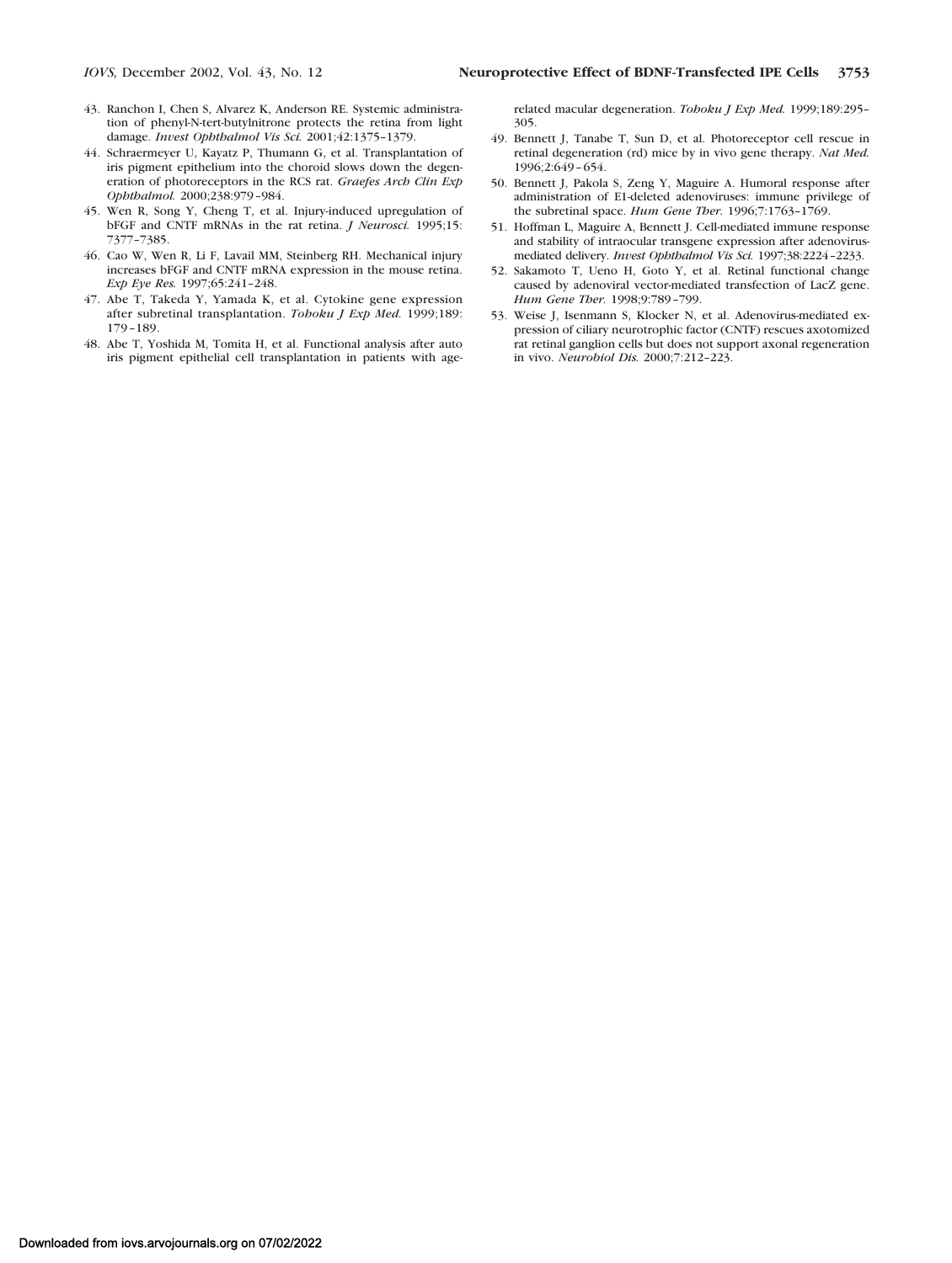43. Ranchon I, Chen S, Alvarez K, Anderson RE. Systemic administration of phenyl-N-tert-butylnitrone protects the retina from light damage. *Invest Ophthalmol Vis Sci.* 2001;42:1375–1379.
44. Schraermeyer U, Kayatz P, Thumann G, et al. Transplantation of iris pigment epithelium into the choroid slows down the degeneration of photoreceptors in the RCS rat. *Graefes Arch Clin Exp Ophthalmol.* 2000;238:979–984.
45. Wen R, Song Y, Cheng T, et al. Injury-induced upregulation of bFGF and CNTF mRNAs in the rat retina. *J Neurosci.* 1995;15:7377–7385.
46. Cao W, Wen R, Li F, Lavail MM, Steinberg RH. Mechanical injury increases bFGF and CNTF mRNA expression in the mouse retina. *Exp Eye Res.* 1997;65:241–248.
47. Abe T, Takeda Y, Yamada K, et al. Cytokine gene expression after subretinal transplantation. *Tohoku J Exp Med.* 1999;189:179–189.
48. Abe T, Yoshida M, Tomita H, et al. Functional analysis after auto iris pigment epithelial cell transplantation in patients with age-related macular degeneration. *Tohoku J Exp Med.* 1999;189:295–305.
49. Bennett J, Tanabe T, Sun D, et al. Photoreceptor cell rescue in retinal degeneration (rd) mice by in vivo gene therapy. *Nat Med.* 1996;2:649–654.
50. Bennett J, Pakola S, Zeng Y, Maguire A. Humoral response after administration of E1-deleted adenoviruses: immune privilege of the subretinal space. *Hum Gene Ther.* 1996;7:1763–1769.
51. Hoffman L, Maguire A, Bennett J. Cell-mediated immune response and stability of intraocular transgene expression after adenovirus-mediated delivery. *Invest Ophthalmol Vis Sci.* 1997;38:2224–2233.
52. Sakamoto T, Ueno H, Goto Y, et al. Retinal functional change caused by adenoviral vector-mediated transfection of LacZ gene. *Hum Gene Ther.* 1998;9:789–799.
53. Weise J, Isenmann S, Klocker N, et al. Adenovirus-mediated expression of ciliary neurotrophic factor (CNTF) rescues axotomized rat retinal ganglion cells but does not support axonal regeneration in vivo. *Neurobiol Dis.* 2000;7:212–223.